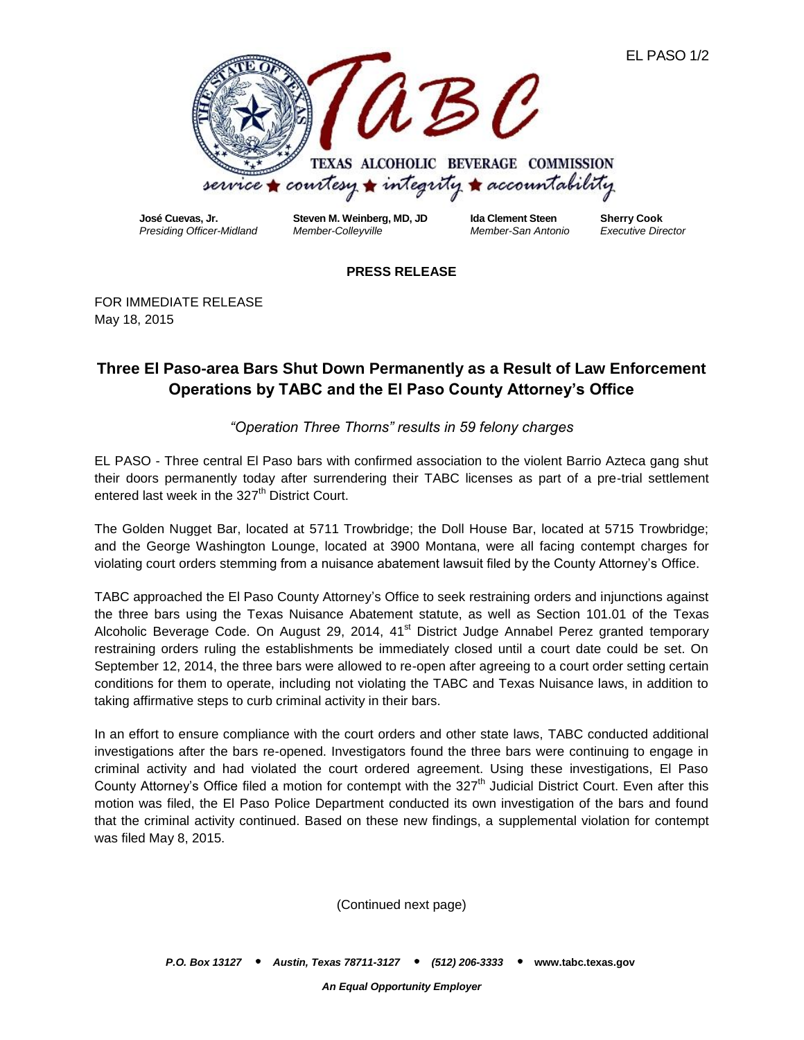TEXAS ALCOHOLIC BEVERAGE COMMISSION

*service ★ courtesy ★ integrity ★ accountability*

| **José Cuevas, Jr.** | **Steven M. Weinberg, MD, JD** | **Ida Clement Steen** | **Sherry Cook** |
|---|---|---|---|
| *Presiding Officer-Midland* | *Member-Colleyville* | *Member-San Antonio* | *Executive Director* |

**PRESS RELEASE**

FOR IMMEDIATE RELEASE
May 18, 2015

## Three El Paso-area Bars Shut Down Permanently as a Result of Law Enforcement Operations by TABC and the El Paso County Attorney's Office

*"Operation Three Thorns" results in 59 felony charges*

EL PASO - Three central El Paso bars with confirmed association to the violent Barrio Azteca gang shut their doors permanently today after surrendering their TABC licenses as part of a pre-trial settlement entered last week in the 327th District Court.

The Golden Nugget Bar, located at 5711 Trowbridge; the Doll House Bar, located at 5715 Trowbridge; and the George Washington Lounge, located at 3900 Montana, were all facing contempt charges for violating court orders stemming from a nuisance abatement lawsuit filed by the County Attorney's Office.

TABC approached the El Paso County Attorney's Office to seek restraining orders and injunctions against the three bars using the Texas Nuisance Abatement statute, as well as Section 101.01 of the Texas Alcoholic Beverage Code. On August 29, 2014, 41st District Judge Annabel Perez granted temporary restraining orders ruling the establishments be immediately closed until a court date could be set. On September 12, 2014, the three bars were allowed to re-open after agreeing to a court order setting certain conditions for them to operate, including not violating the TABC and Texas Nuisance laws, in addition to taking affirmative steps to curb criminal activity in their bars.

In an effort to ensure compliance with the court orders and other state laws, TABC conducted additional investigations after the bars re-opened. Investigators found the three bars were continuing to engage in criminal activity and had violated the court ordered agreement. Using these investigations, El Paso County Attorney's Office filed a motion for contempt with the 327th Judicial District Court. Even after this motion was filed, the El Paso Police Department conducted its own investigation of the bars and found that the criminal activity continued. Based on these new findings, a supplemental violation for contempt was filed May 8, 2015.

(Continued next page)

***P.O. Box 13127 • Austin, Texas 78711-3127 • (512) 206-3333 •* www.tabc.texas.gov**

***An Equal Opportunity Employer***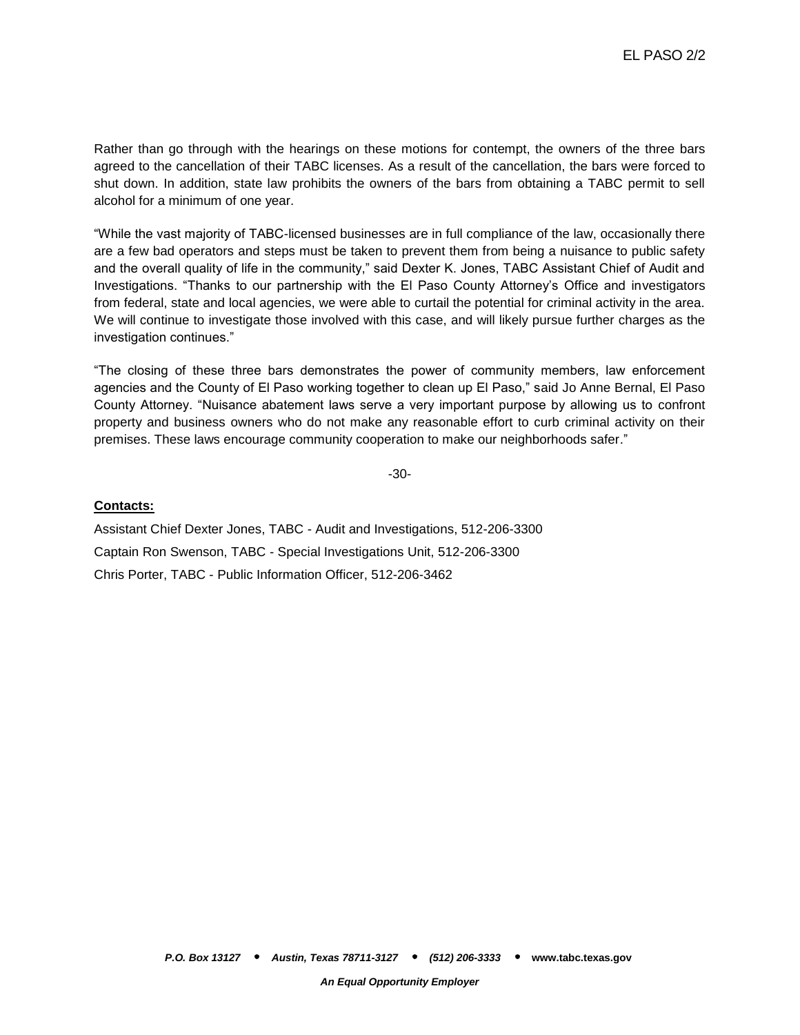Rather than go through with the hearings on these motions for contempt, the owners of the three bars agreed to the cancellation of their TABC licenses. As a result of the cancellation, the bars were forced to shut down. In addition, state law prohibits the owners of the bars from obtaining a TABC permit to sell alcohol for a minimum of one year.

"While the vast majority of TABC-licensed businesses are in full compliance of the law, occasionally there are a few bad operators and steps must be taken to prevent them from being a nuisance to public safety and the overall quality of life in the community," said Dexter K. Jones, TABC Assistant Chief of Audit and Investigations. "Thanks to our partnership with the El Paso County Attorney's Office and investigators from federal, state and local agencies, we were able to curtail the potential for criminal activity in the area. We will continue to investigate those involved with this case, and will likely pursue further charges as the investigation continues."

"The closing of these three bars demonstrates the power of community members, law enforcement agencies and the County of El Paso working together to clean up El Paso," said Jo Anne Bernal, El Paso County Attorney. "Nuisance abatement laws serve a very important purpose by allowing us to confront property and business owners who do not make any reasonable effort to curb criminal activity on their premises. These laws encourage community cooperation to make our neighborhoods safer."

-30-

**Contacts:**

Assistant Chief Dexter Jones, TABC - Audit and Investigations, 512-206-3300

Captain Ron Swenson, TABC - Special Investigations Unit, 512-206-3300

Chris Porter, TABC - Public Information Officer, 512-206-3462